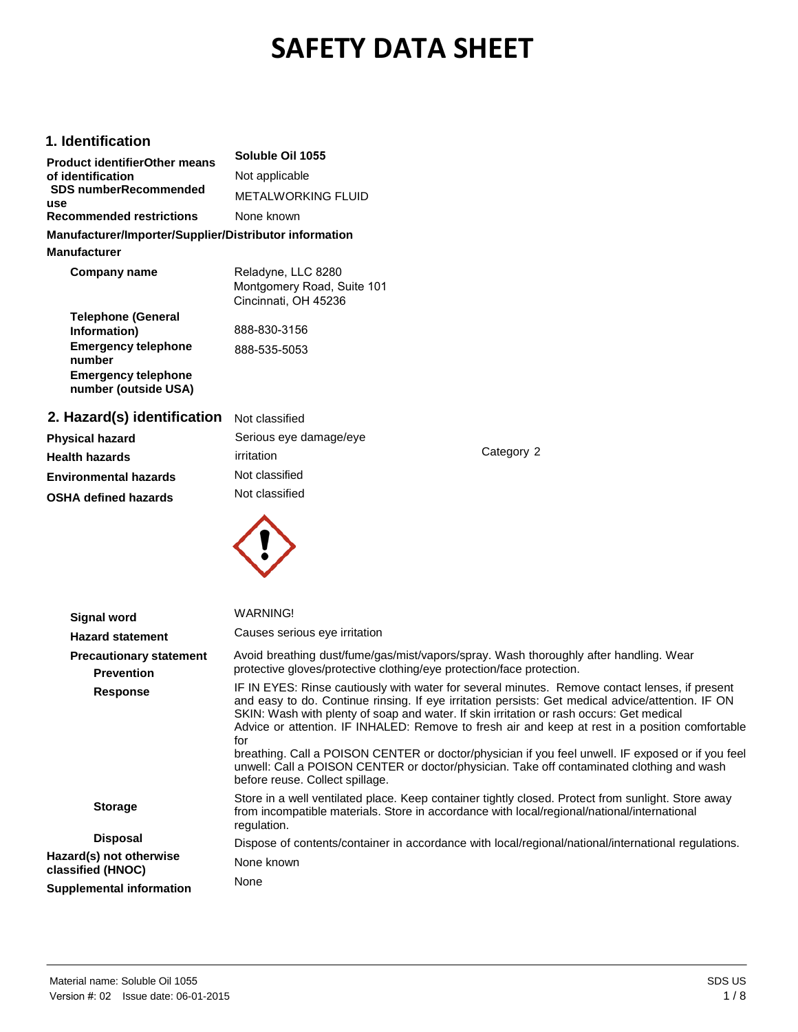# SAFETY DATA SHEET

## 1. Identification

| | |
|---|---|
| **Product identifier** | **Soluble Oil 1055** |
| **Other means of identification** | Not applicable |
| **SDS number** | |
| **Recommended use** | METALWORKING FLUID |
| **Recommended restrictions** | None known |

**Manufacturer/Importer/Supplier/Distributor information**

**Manufacturer**

| | |
|---|---|
| **Company name** | Reladyne, LLC 8280 Montgomery Road, Suite 101 Cincinnati, OH 45236 |
| **Telephone (General Information)** | 888-830-3156 |
| **Emergency telephone number** | 888-535-5053 |
| **Emergency telephone number (outside USA)** | |

## 2. Hazard(s) identification

| | | |
|---|---|---|
| **Physical hazard** | Not classified | |
| **Health hazards** | Serious eye damage/eye irritation | Category 2 |
| **Environmental hazards** | Not classified | |
| **OSHA defined hazards** | Not classified | |

| | |
|---|---|
| **Signal word** | WARNING! |
| **Hazard statement** | Causes serious eye irritation |
| **Precautionary statement** | |
| **Prevention** | Avoid breathing dust/fume/gas/mist/vapors/spray. Wash thoroughly after handling. Wear protective gloves/protective clothing/eye protection/face protection. |
| **Response** | IF IN EYES: Rinse cautiously with water for several minutes. Remove contact lenses, if present and easy to do. Continue rinsing. If eye irritation persists: Get medical advice/attention. IF ON SKIN: Wash with plenty of soap and water. If skin irritation or rash occurs: Get medical Advice or attention. IF INHALED: Remove to fresh air and keep at rest in a position comfortable for breathing. Call a POISON CENTER or doctor/physician if you feel unwell. IF exposed or if you feel unwell: Call a POISON CENTER or doctor/physician. Take off contaminated clothing and wash before reuse. Collect spillage. |
| **Storage** | Store in a well ventilated place. Keep container tightly closed. Protect from sunlight. Store away from incompatible materials. Store in accordance with local/regional/national/international regulation. |
| **Disposal** | Dispose of contents/container in accordance with local/regional/national/international regulations. |
| **Hazard(s) not otherwise classified (HNOC)** | None known |
| **Supplemental information** | None |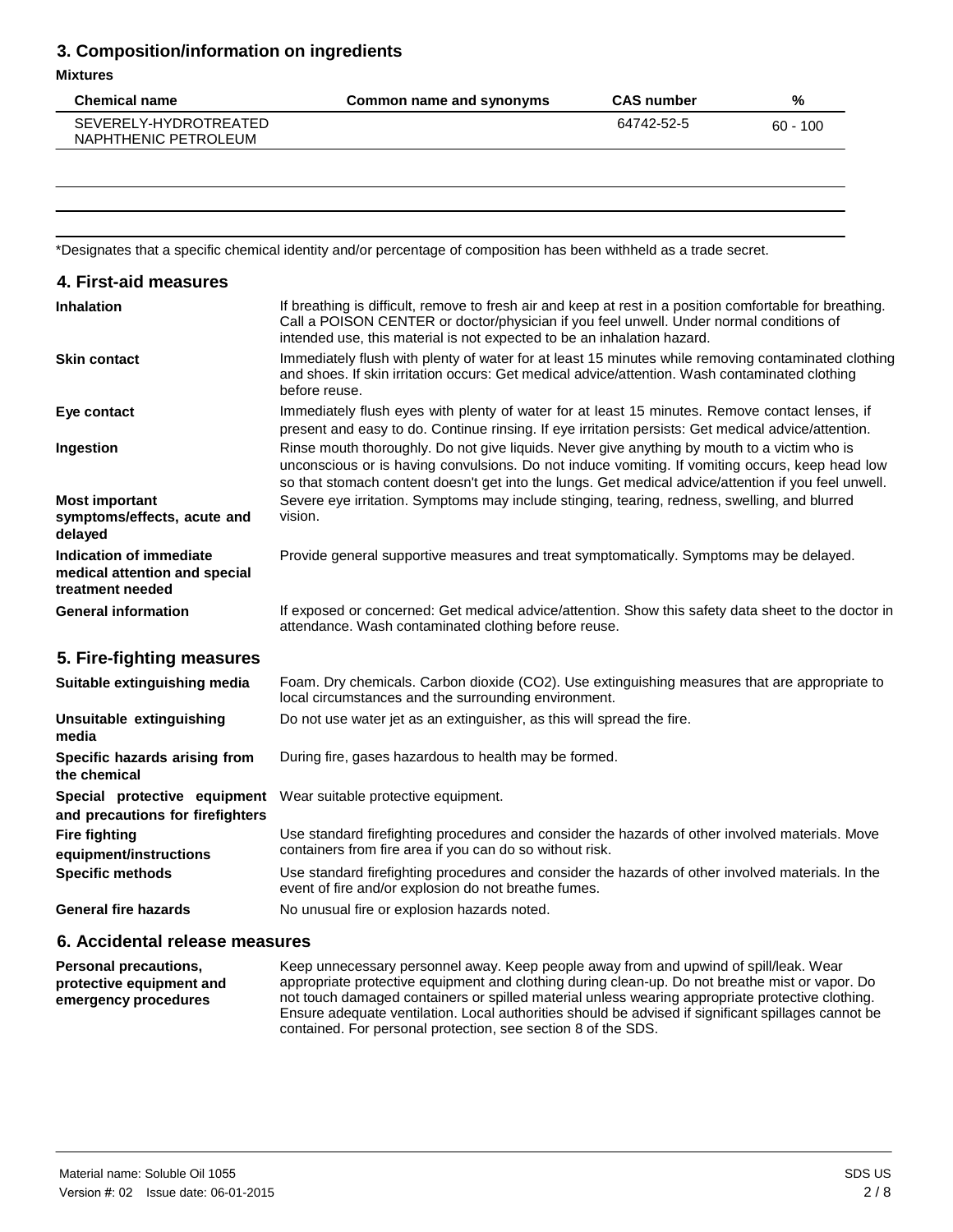## 3. Composition/information on ingredients

**Mixtures**

| Chemical name | Common name and synonyms | CAS number | % |
|---|---|---|---|
| SEVERELY-HYDROTREATED NAPHTHENIC PETROLEUM | | 64742-52-5 | 60 - 100 |

*Designates that a specific chemical identity and/or percentage of composition has been withheld as a trade secret.

## 4. First-aid measures

**Inhalation**
If breathing is difficult, remove to fresh air and keep at rest in a position comfortable for breathing. Call a POISON CENTER or doctor/physician if you feel unwell. Under normal conditions of intended use, this material is not expected to be an inhalation hazard.

**Skin contact**
Immediately flush with plenty of water for at least 15 minutes while removing contaminated clothing and shoes. If skin irritation occurs: Get medical advice/attention. Wash contaminated clothing before reuse.

**Eye contact**
Immediately flush eyes with plenty of water for at least 15 minutes. Remove contact lenses, if present and easy to do. Continue rinsing. If eye irritation persists: Get medical advice/attention.

**Ingestion**
Rinse mouth thoroughly. Do not give liquids. Never give anything by mouth to a victim who is unconscious or is having convulsions. Do not induce vomiting. If vomiting occurs, keep head low so that stomach content doesn't get into the lungs. Get medical advice/attention if you feel unwell.

**Most important symptoms/effects, acute and delayed**
Severe eye irritation. Symptoms may include stinging, tearing, redness, swelling, and blurred vision.

**Indication of immediate medical attention and special treatment needed**
Provide general supportive measures and treat symptomatically. Symptoms may be delayed.

**General information**
If exposed or concerned: Get medical advice/attention. Show this safety data sheet to the doctor in attendance. Wash contaminated clothing before reuse.

## 5. Fire-fighting measures

**Suitable extinguishing media**
Foam. Dry chemicals. Carbon dioxide ($CO_2$). Use extinguishing measures that are appropriate to local circumstances and the surrounding environment.

**Unsuitable extinguishing media**
Do not use water jet as an extinguisher, as this will spread the fire.

**Specific hazards arising from the chemical**
During fire, gases hazardous to health may be formed.

**Special protective equipment and precautions for firefighters**
Wear suitable protective equipment.

**Fire fighting equipment/instructions**
Use standard firefighting procedures and consider the hazards of other involved materials. Move containers from fire area if you can do so without risk.

**Specific methods**
Use standard firefighting procedures and consider the hazards of other involved materials. In the event of fire and/or explosion do not breathe fumes.

**General fire hazards**
No unusual fire or explosion hazards noted.

## 6. Accidental release measures

**Personal precautions, protective equipment and emergency procedures**
Keep unnecessary personnel away. Keep people away from and upwind of spill/leak. Wear appropriate protective equipment and clothing during clean-up. Do not breathe mist or vapor. Do not touch damaged containers or spilled material unless wearing appropriate protective clothing. Ensure adequate ventilation. Local authorities should be advised if significant spillages cannot be contained. For personal protection, see section 8 of the SDS.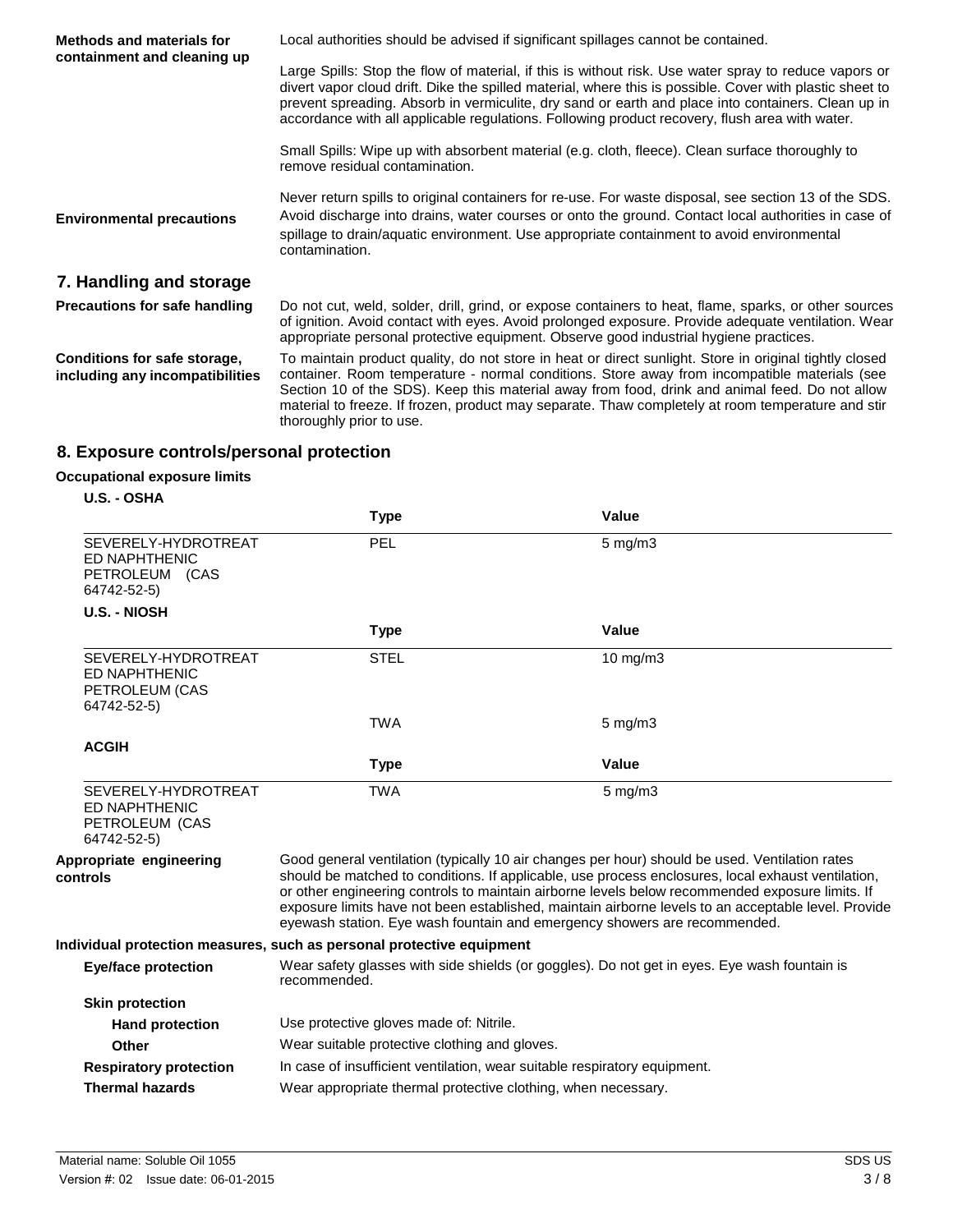**Methods and materials for containment and cleaning up**

Local authorities should be advised if significant spillages cannot be contained.

Large Spills: Stop the flow of material, if this is without risk. Use water spray to reduce vapors or divert vapor cloud drift. Dike the spilled material, where this is possible. Cover with plastic sheet to prevent spreading. Absorb in vermiculite, dry sand or earth and place into containers. Clean up in accordance with all applicable regulations. Following product recovery, flush area with water.

Small Spills: Wipe up with absorbent material (e.g. cloth, fleece). Clean surface thoroughly to remove residual contamination.

Never return spills to original containers for re-use. For waste disposal, see section 13 of the SDS.

**Environmental precautions**

Avoid discharge into drains, water courses or onto the ground. Contact local authorities in case of spillage to drain/aquatic environment. Use appropriate containment to avoid environmental contamination.

## 7. Handling and storage

**Precautions for safe handling**

Do not cut, weld, solder, drill, grind, or expose containers to heat, flame, sparks, or other sources of ignition. Avoid contact with eyes. Avoid prolonged exposure. Provide adequate ventilation. Wear appropriate personal protective equipment. Observe good industrial hygiene practices.

**Conditions for safe storage, including any incompatibilities**

To maintain product quality, do not store in heat or direct sunlight. Store in original tightly closed container. Room temperature - normal conditions. Store away from incompatible materials (see Section 10 of the SDS). Keep this material away from food, drink and animal feed. Do not allow material to freeze. If frozen, product may separate. Thaw completely at room temperature and stir thoroughly prior to use.

## 8. Exposure controls/personal protection

**Occupational exposure limits**

**U.S. - OSHA**

| | Type | Value |
|---|---|---|
| SEVERELY-HYDROTREATED NAPHTHENIC PETROLEUM (CAS 64742-52-5) | PEL | 5 mg/m3 |

**U.S. - NIOSH**

| | Type | Value |
|---|---|---|
| SEVERELY-HYDROTREATED NAPHTHENIC PETROLEUM (CAS 64742-52-5) | STEL | 10 mg/m3 |
| | TWA | 5 mg/m3 |

**ACGIH**

| | Type | Value |
|---|---|---|
| SEVERELY-HYDROTREATED NAPHTHENIC PETROLEUM (CAS 64742-52-5) | TWA | 5 mg/m3 |

**Appropriate engineering controls**

Good general ventilation (typically 10 air changes per hour) should be used. Ventilation rates should be matched to conditions. If applicable, use process enclosures, local exhaust ventilation, or other engineering controls to maintain airborne levels below recommended exposure limits. If exposure limits have not been established, maintain airborne levels to an acceptable level. Provide eyewash station. Eye wash fountain and emergency showers are recommended.

**Individual protection measures, such as personal protective equipment**

**Eye/face protection**

Wear safety glasses with side shields (or goggles). Do not get in eyes. Eye wash fountain is recommended.

**Skin protection**

**Hand protection**

Use protective gloves made of: Nitrile.

**Other**

Wear suitable protective clothing and gloves.

**Respiratory protection**

In case of insufficient ventilation, wear suitable respiratory equipment.

**Thermal hazards**

Wear appropriate thermal protective clothing, when necessary.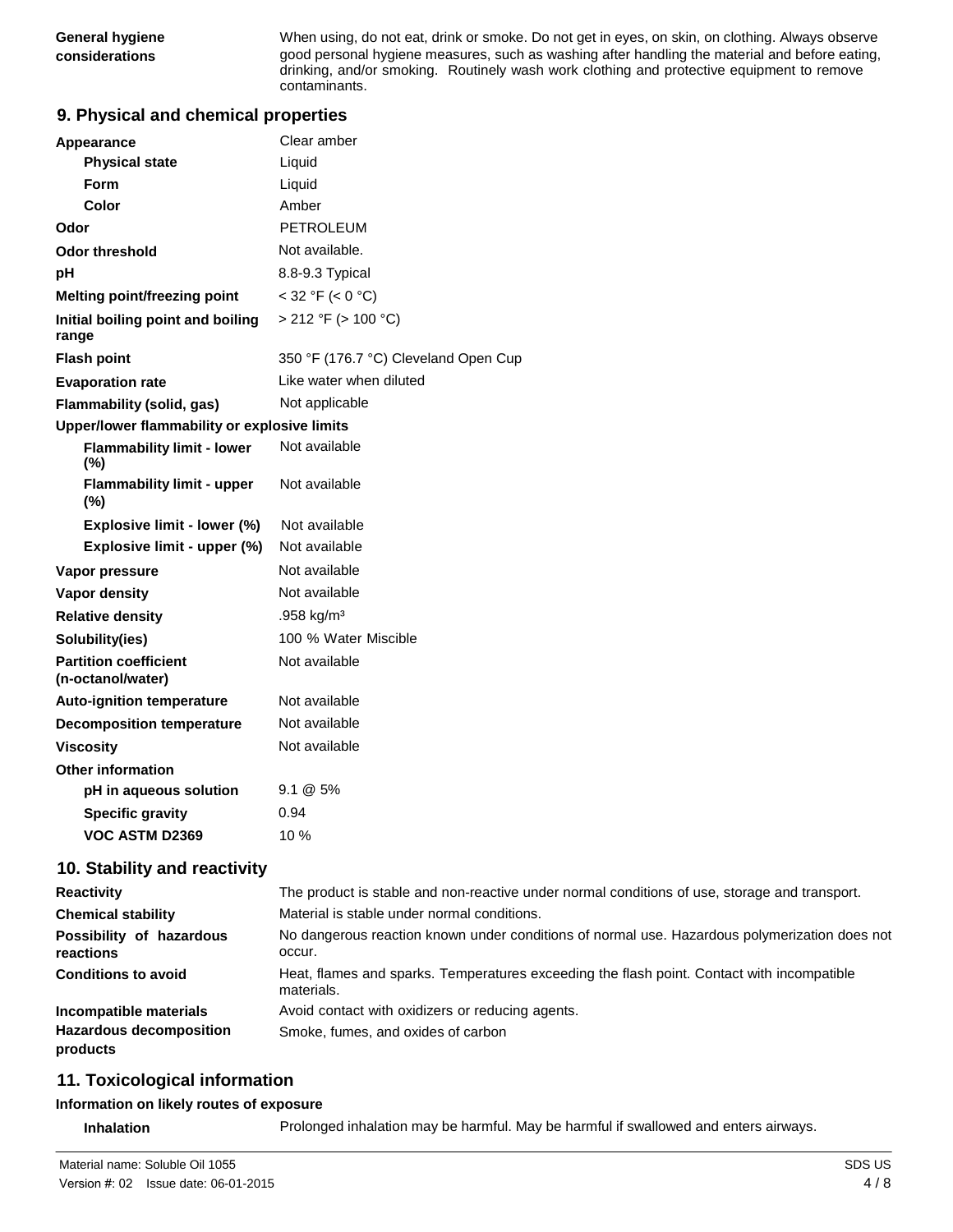| | |
|---|---|
| **General hygiene considerations** | When using, do not eat, drink or smoke. Do not get in eyes, on skin, on clothing. Always observe good personal hygiene measures, such as washing after handling the material and before eating, drinking, and/or smoking. Routinely wash work clothing and protective equipment to remove contaminants. |

## 9. Physical and chemical properties

| | |
|---|---|
| **Appearance** | Clear amber |
| **Physical state** | Liquid |
| **Form** | Liquid |
| **Color** | Amber |
| **Odor** | PETROLEUM |
| **Odor threshold** | Not available. |
| **pH** | 8.8-9.3 Typical |
| **Melting point/freezing point** | < 32 °F (< 0 °C) |
| **Initial boiling point and boiling range** | > 212 °F (> 100 °C) |
| **Flash point** | 350 °F (176.7 °C) Cleveland Open Cup |
| **Evaporation rate** | Like water when diluted |
| **Flammability (solid, gas)** | Not applicable |
| **Upper/lower flammability or explosive limits** | |
| **Flammability limit - lower (%)** | Not available |
| **Flammability limit - upper (%)** | Not available |
| **Explosive limit - lower (%)** | Not available |
| **Explosive limit - upper (%)** | Not available |
| **Vapor pressure** | Not available |
| **Vapor density** | Not available |
| **Relative density** | .958 kg/m³ |
| **Solubility(ies)** | 100 % Water Miscible |
| **Partition coefficient (n-octanol/water)** | Not available |
| **Auto-ignition temperature** | Not available |
| **Decomposition temperature** | Not available |
| **Viscosity** | Not available |
| **Other information** | |
| **pH in aqueous solution** | 9.1 @ 5% |
| **Specific gravity** | 0.94 |
| **VOC ASTM D2369** | 10 % |

## 10. Stability and reactivity

| | |
|---|---|
| **Reactivity** | The product is stable and non-reactive under normal conditions of use, storage and transport. |
| **Chemical stability** | Material is stable under normal conditions. |
| **Possibility of hazardous reactions** | No dangerous reaction known under conditions of normal use. Hazardous polymerization does not occur. |
| **Conditions to avoid** | Heat, flames and sparks. Temperatures exceeding the flash point. Contact with incompatible materials. |
| **Incompatible materials** | Avoid contact with oxidizers or reducing agents. |
| **Hazardous decomposition products** | Smoke, fumes, and oxides of carbon |

## 11. Toxicological information

**Information on likely routes of exposure**

| | |
|---|---|
| **Inhalation** | Prolonged inhalation may be harmful. May be harmful if swallowed and enters airways. |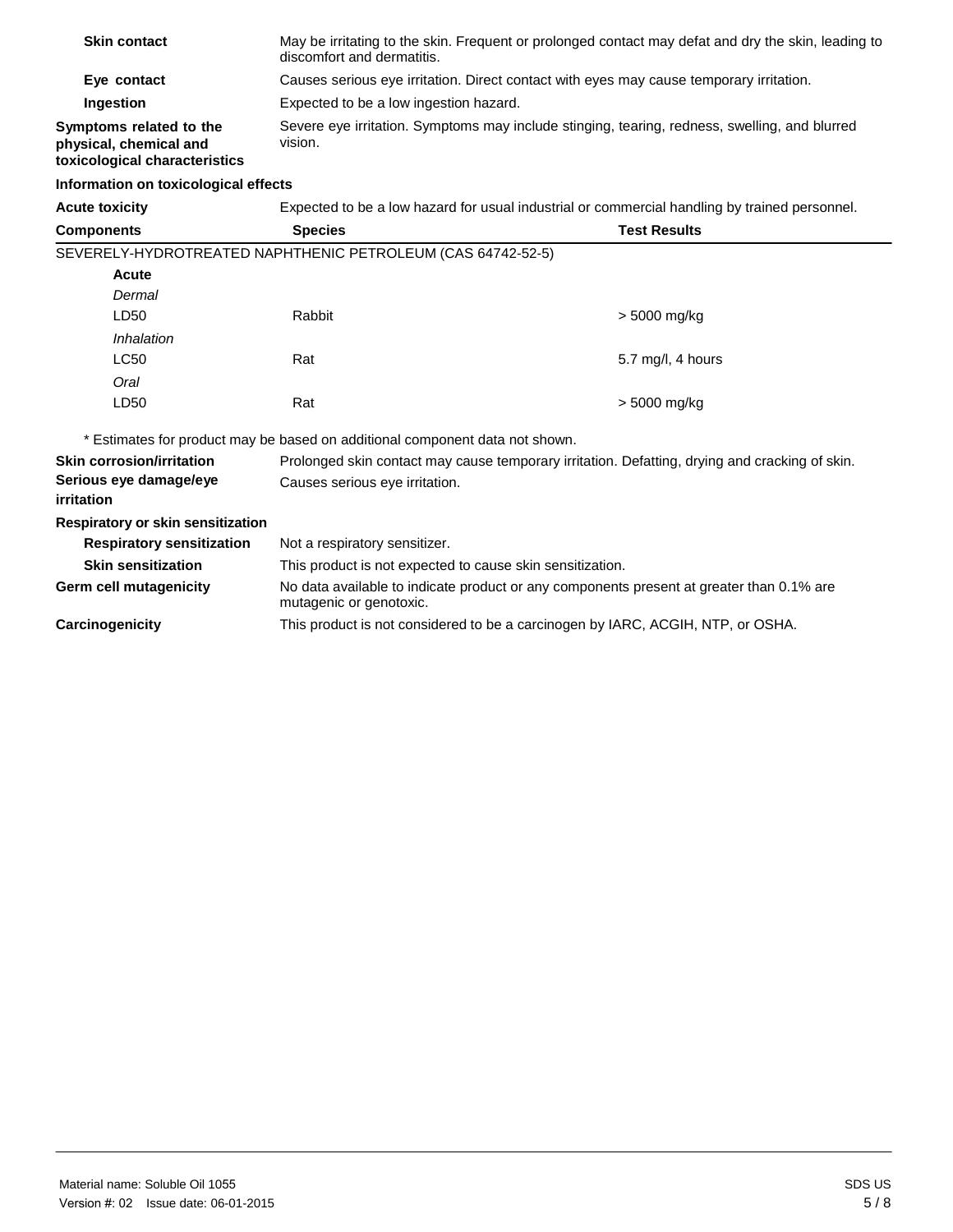**Skin contact** May be irritating to the skin. Frequent or prolonged contact may defat and dry the skin, leading to discomfort and dermatitis.

**Eye contact** Causes serious eye irritation. Direct contact with eyes may cause temporary irritation.

**Ingestion** Expected to be a low ingestion hazard.

**Symptoms related to the physical, chemical and toxicological characteristics** Severe eye irritation. Symptoms may include stinging, tearing, redness, swelling, and blurred vision.

**Information on toxicological effects**

**Acute toxicity** Expected to be a low hazard for usual industrial or commercial handling by trained personnel.

| Components | Species | Test Results |
|---|---|---|
| SEVERELY-HYDROTREATED NAPHTHENIC PETROLEUM (CAS 64742-52-5) | | |
| **Acute** | | |
| *Dermal* | | |
| LD50 | Rabbit | > 5000 mg/kg |
| *Inhalation* | | |
| LC50 | Rat | 5.7 mg/l, 4 hours |
| *Oral* | | |
| LD50 | Rat | > 5000 mg/kg |

\* Estimates for product may be based on additional component data not shown.

**Skin corrosion/irritation** Prolonged skin contact may cause temporary irritation. Defatting, drying and cracking of skin.

**Serious eye damage/eye irritation** Causes serious eye irritation.

**Respiratory or skin sensitization**

**Respiratory sensitization** Not a respiratory sensitizer.

**Skin sensitization** This product is not expected to cause skin sensitization.

**Germ cell mutagenicity** No data available to indicate product or any components present at greater than 0.1% are mutagenic or genotoxic.

**Carcinogenicity** This product is not considered to be a carcinogen by IARC, ACGIH, NTP, or OSHA.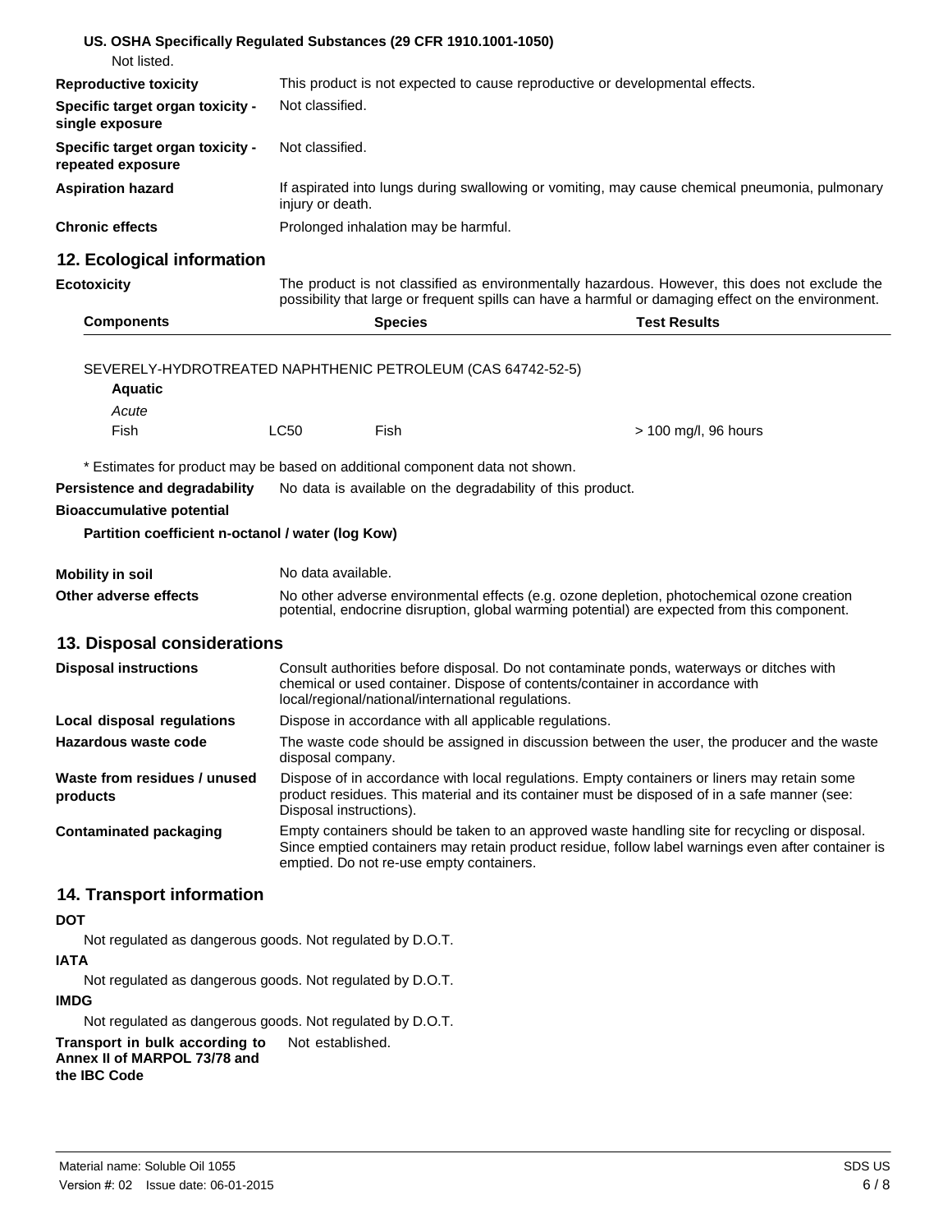**US. OSHA Specifically Regulated Substances (29 CFR 1910.1001-1050)**

Not listed.

**Reproductive toxicity** This product is not expected to cause reproductive or developmental effects.

**Specific target organ toxicity - single exposure** Not classified.

**Specific target organ toxicity - repeated exposure** Not classified.

**Aspiration hazard** If aspirated into lungs during swallowing or vomiting, may cause chemical pneumonia, pulmonary injury or death.

**Chronic effects** Prolonged inhalation may be harmful.

## 12. Ecological information

**Ecotoxicity** The product is not classified as environmentally hazardous. However, this does not exclude the possibility that large or frequent spills can have a harmful or damaging effect on the environment.

| Components | | Species | Test Results |
|---|---|---|---|
| SEVERELY-HYDROTREATED NAPHTHENIC PETROLEUM (CAS 64742-52-5) | | | |
| **Aquatic** | | | |
| *Acute* | | | |
| Fish | LC50 | Fish | > 100 mg/l, 96 hours |

\* Estimates for product may be based on additional component data not shown.

**Persistence and degradability** No data is available on the degradability of this product.

**Bioaccumulative potential**

**Partition coefficient n-octanol / water (log Kow)**

**Mobility in soil** No data available.

**Other adverse effects** No other adverse environmental effects (e.g. ozone depletion, photochemical ozone creation potential, endocrine disruption, global warming potential) are expected from this component.

## 13. Disposal considerations

**Disposal instructions** Consult authorities before disposal. Do not contaminate ponds, waterways or ditches with chemical or used container. Dispose of contents/container in accordance with local/regional/national/international regulations.

**Local disposal regulations** Dispose in accordance with all applicable regulations.

**Hazardous waste code** The waste code should be assigned in discussion between the user, the producer and the waste disposal company.

**Waste from residues / unused products** Dispose of in accordance with local regulations. Empty containers or liners may retain some product residues. This material and its container must be disposed of in a safe manner (see: Disposal instructions).

**Contaminated packaging** Empty containers should be taken to an approved waste handling site for recycling or disposal. Since emptied containers may retain product residue, follow label warnings even after container is emptied. Do not re-use empty containers.

## 14. Transport information

**DOT**

Not regulated as dangerous goods. Not regulated by D.O.T.

**IATA**

Not regulated as dangerous goods. Not regulated by D.O.T.

**IMDG**

Not regulated as dangerous goods. Not regulated by D.O.T.

**Transport in bulk according to Annex II of MARPOL 73/78 and the IBC Code** Not established.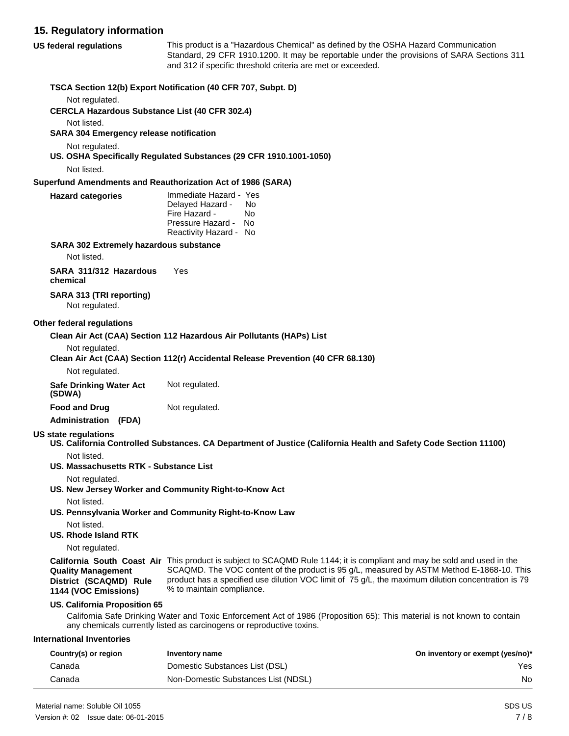## 15. Regulatory information

**US federal regulations**

This product is a "Hazardous Chemical" as defined by the OSHA Hazard Communication Standard, 29 CFR 1910.1200. It may be reportable under the provisions of SARA Sections 311 and 312 if specific threshold criteria are met or exceeded.

**TSCA Section 12(b) Export Notification (40 CFR 707, Subpt. D)**

Not regulated.

**CERCLA Hazardous Substance List (40 CFR 302.4)**

Not listed.

**SARA 304 Emergency release notification**

Not regulated.

**US. OSHA Specifically Regulated Substances (29 CFR 1910.1001-1050)**

Not listed.

**Superfund Amendments and Reauthorization Act of 1986 (SARA)**

**Hazard categories**

Immediate Hazard - Yes
Delayed Hazard - No
Fire Hazard - No
Pressure Hazard - No
Reactivity Hazard - No

**SARA 302 Extremely hazardous substance**

Not listed.

**SARA 311/312 Hazardous chemical** Yes

**SARA 313 (TRI reporting)**

Not regulated.

**Other federal regulations**

**Clean Air Act (CAA) Section 112 Hazardous Air Pollutants (HAPs) List**

Not regulated.

**Clean Air Act (CAA) Section 112(r) Accidental Release Prevention (40 CFR 68.130)**

Not regulated.

**Safe Drinking Water Act (SDWA)** Not regulated.

**Food and Drug Administration (FDA)** Not regulated.

**US state regulations**

**US. California Controlled Substances. CA Department of Justice (California Health and Safety Code Section 11100)**

Not listed.

**US. Massachusetts RTK - Substance List**

Not regulated.

**US. New Jersey Worker and Community Right-to-Know Act**

Not listed.

**US. Pennsylvania Worker and Community Right-to-Know Law**

Not listed.

**US. Rhode Island RTK**

Not regulated.

**California South Coast Air Quality Management District (SCAQMD) Rule 1144 (VOC Emissions)**

This product is subject to SCAQMD Rule 1144; it is compliant and may be sold and used in the SCAQMD. The VOC content of the product is 95 g/L, measured by ASTM Method E-1868-10. This product has a specified use dilution VOC limit of 75 g/L, the maximum dilution concentration is 79 % to maintain compliance.

**US. California Proposition 65**

California Safe Drinking Water and Toxic Enforcement Act of 1986 (Proposition 65): This material is not known to contain any chemicals currently listed as carcinogens or reproductive toxins.

**International Inventories**

| Country(s) or region | Inventory name | On inventory or exempt (yes/no)* |
|---|---|---|
| Canada | Domestic Substances List (DSL) | Yes |
| Canada | Non-Domestic Substances List (NDSL) | No |

Material name: Soluble Oil 1055

Version #: 02 Issue date: 06-01-2015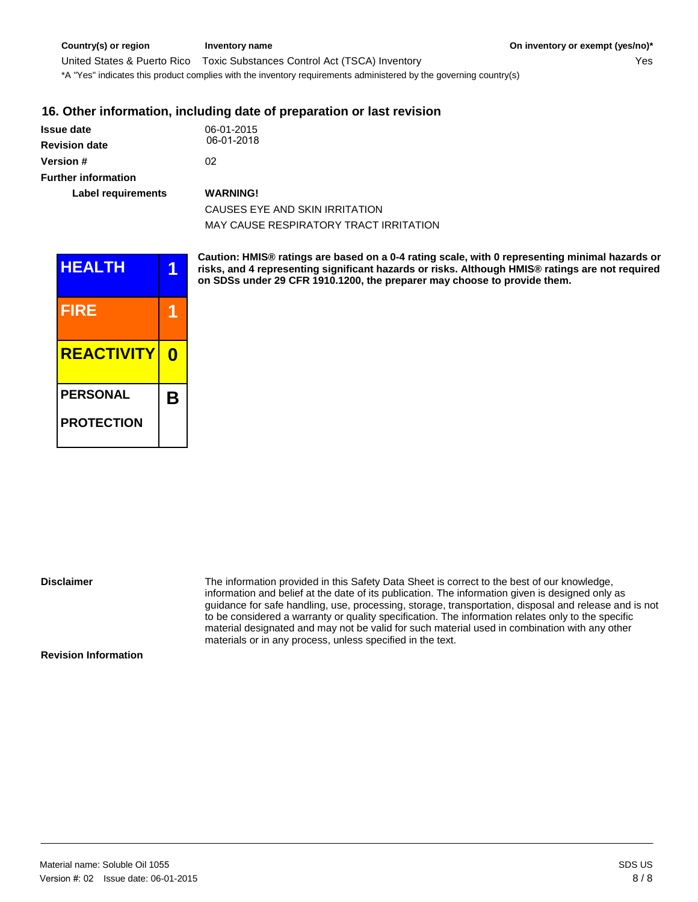| Country(s) or region | Inventory name | On inventory or exempt (yes/no)* |
| --- | --- | --- |
| United States & Puerto Rico | Toxic Substances Control Act (TSCA) Inventory | Yes |

*A "Yes" indicates this product complies with the inventory requirements administered by the governing country(s)

## 16. Other information, including date of preparation or last revision

**Issue date** 06-01-2015

**Revision date** 06-01-2018

**Version #** 02

**Further information**

**Label requirements** **WARNING!**

CAUSES EYE AND SKIN IRRITATION

MAY CAUSE RESPIRATORY TRACT IRRITATION

| | |
| --- | --- |
| **HEALTH** | **1** |
| **FIRE** | **1** |
| **REACTIVITY** | **0** |
| **PERSONAL PROTECTION** | **B** |

**Caution: HMIS® ratings are based on a 0-4 rating scale, with 0 representing minimal hazards or risks, and 4 representing significant hazards or risks. Although HMIS® ratings are not required on SDSs under 29 CFR 1910.1200, the preparer may choose to provide them.**

**Disclaimer** The information provided in this Safety Data Sheet is correct to the best of our knowledge, information and belief at the date of its publication. The information given is designed only as guidance for safe handling, use, processing, storage, transportation, disposal and release and is not to be considered a warranty or quality specification. The information relates only to the specific material designated and may not be valid for such material used in combination with any other materials or in any process, unless specified in the text.

**Revision Information**